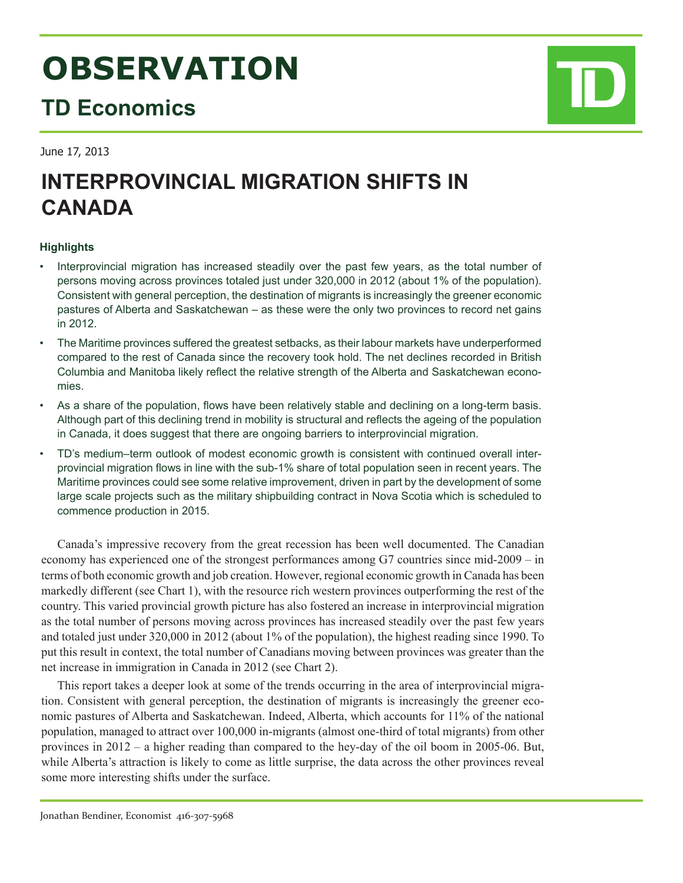# OBSERVATION

## TD Economics

June 17, 2013

# INTERPROVINCIAL MIGRATION SHIFTS IN CANADA

### Highlights

- Interprovincial migration has increased steadily over the past few years, as the total number of persons moving across provinces totaled just under 320,000 in 2012 (about 1% of the population). Consistent with general perception, the destination of migrants is increasingly the greener economic pastures of Alberta and Saskatchewan – as these were the only two provinces to record net gains in 2012.
- The Maritime provinces suffered the greatest setbacks, as their labour markets have underperformed compared to the rest of Canada since the recovery took hold. The net declines recorded in British Columbia and Manitoba likely reflect the relative strength of the Alberta and Saskatchewan economies.
- As a share of the population, flows have been relatively stable and declining on a long-term basis. Although part of this declining trend in mobility is structural and reflects the ageing of the population in Canada, it does suggest that there are ongoing barriers to interprovincial migration.
- TD's medium–term outlook of modest economic growth is consistent with continued overall interprovincial migration flows in line with the sub-1% share of total population seen in recent years. The Maritime provinces could see some relative improvement, driven in part by the development of some large scale projects such as the military shipbuilding contract in Nova Scotia which is scheduled to commence production in 2015.

Canada's impressive recovery from the great recession has been well documented. The Canadian economy has experienced one of the strongest performances among G7 countries since mid-2009 – in terms of both economic growth and job creation. However, regional economic growth in Canada has been markedly different (see Chart 1), with the resource rich western provinces outperforming the rest of the country. This varied provincial growth picture has also fostered an increase in interprovincial migration as the total number of persons moving across provinces has increased steadily over the past few years and totaled just under 320,000 in 2012 (about 1% of the population), the highest reading since 1990. To put this result in context, the total number of Canadians moving between provinces was greater than the net increase in immigration in Canada in 2012 (see Chart 2).

This report takes a deeper look at some of the trends occurring in the area of interprovincial migration. Consistent with general perception, the destination of migrants is increasingly the greener economic pastures of Alberta and Saskatchewan. Indeed, Alberta, which accounts for 11% of the national population, managed to attract over 100,000 in-migrants (almost one-third of total migrants) from other provinces in 2012 – a higher reading than compared to the hey-day of the oil boom in 2005-06. But, while Alberta's attraction is likely to come as little surprise, the data across the other provinces reveal some more interesting shifts under the surface.

Jonathan Bendiner, Economist 416-307-5968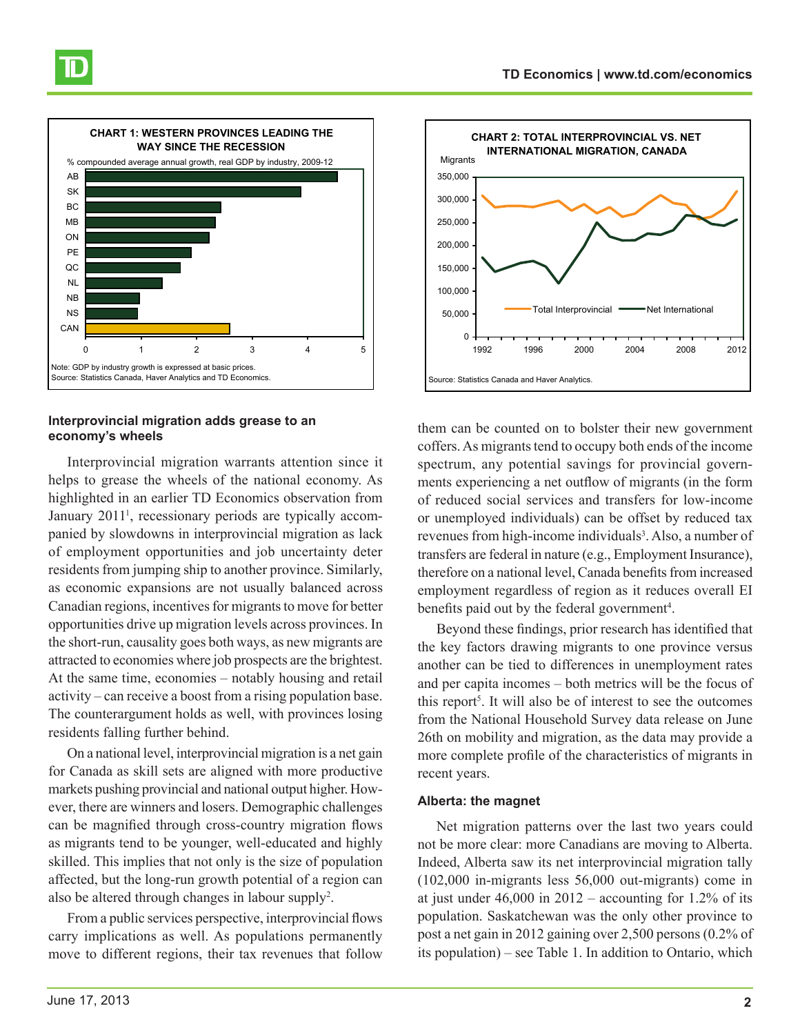**CHART 1: WESTERN PROVINCES LEADING THE WAY SINCE THE RECESSION**

% compounded average annual growth, real GDP by industry, 2009-12

Note: GDP by industry growth is expressed at basic prices.
Source: Statistics Canada, Haver Analytics and TD Economics.

**CHART 2: TOTAL INTERPROVINCIAL VS. NET INTERNATIONAL MIGRATION, CANADA**

Source: Statistics Canada and Haver Analytics.

### Interprovincial migration adds grease to an economy's wheels

Interprovincial migration warrants attention since it helps to grease the wheels of the national economy. As highlighted in an earlier TD Economics observation from January 2011[1], recessionary periods are typically accompanied by slowdowns in interprovincial migration as lack of employment opportunities and job uncertainty deter residents from jumping ship to another province. Similarly, as economic expansions are not usually balanced across Canadian regions, incentives for migrants to move for better opportunities drive up migration levels across provinces. In the short-run, causality goes both ways, as new migrants are attracted to economies where job prospects are the brightest. At the same time, economies – notably housing and retail activity – can receive a boost from a rising population base. The counterargument holds as well, with provinces losing residents falling further behind.

On a national level, interprovincial migration is a net gain for Canada as skill sets are aligned with more productive markets pushing provincial and national output higher. However, there are winners and losers. Demographic challenges can be magnified through cross-country migration flows as migrants tend to be younger, well-educated and highly skilled. This implies that not only is the size of population affected, but the long-run growth potential of a region can also be altered through changes in labour supply[2].

From a public services perspective, interprovincial flows carry implications as well. As populations permanently move to different regions, their tax revenues that follow them can be counted on to bolster their new government coffers. As migrants tend to occupy both ends of the income spectrum, any potential savings for provincial governments experiencing a net outflow of migrants (in the form of reduced social services and transfers for low-income or unemployed individuals) can be offset by reduced tax revenues from high-income individuals[3]. Also, a number of transfers are federal in nature (e.g., Employment Insurance), therefore on a national level, Canada benefits from increased employment regardless of region as it reduces overall EI benefits paid out by the federal government[4].

Beyond these findings, prior research has identified that the key factors drawing migrants to one province versus another can be tied to differences in unemployment rates and per capita incomes – both metrics will be the focus of this report[5]. It will also be of interest to see the outcomes from the National Household Survey data release on June 26th on mobility and migration, as the data may provide a more complete profile of the characteristics of migrants in recent years.

### Alberta: the magnet

Net migration patterns over the last two years could not be more clear: more Canadians are moving to Alberta. Indeed, Alberta saw its net interprovincial migration tally (102,000 in-migrants less 56,000 out-migrants) come in at just under 46,000 in 2012 – accounting for 1.2% of its population. Saskatchewan was the only other province to post a net gain in 2012 gaining over 2,500 persons (0.2% of its population) – see Table 1. In addition to Ontario, which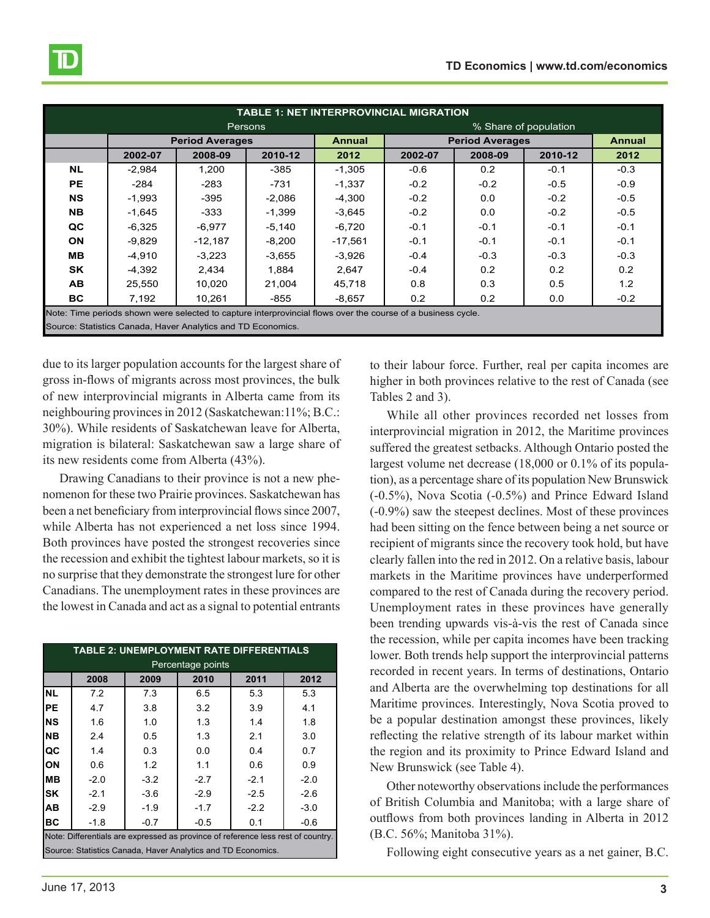| TABLE 1: NET INTERPROVINCIAL MIGRATION | | | | | | | | |
|---|---|---|---|---|---|---|---|---|
| | Persons | | | | % Share of population | | | |
| | Period Averages | | | Annual | Period Averages | | | Annual |
| | 2002-07 | 2008-09 | 2010-12 | 2012 | 2002-07 | 2008-09 | 2010-12 | 2012 |
| NL | -2,984 | 1,200 | -385 | -1,305 | -0.6 | 0.2 | -0.1 | -0.3 |
| PE | -284 | -283 | -731 | -1,337 | -0.2 | -0.2 | -0.5 | -0.9 |
| NS | -1,993 | -395 | -2,086 | -4,300 | -0.2 | 0.0 | -0.2 | -0.5 |
| NB | -1,645 | -333 | -1,399 | -3,645 | -0.2 | 0.0 | -0.2 | -0.5 |
| QC | -6,325 | -6,977 | -5,140 | -6,720 | -0.1 | -0.1 | -0.1 | -0.1 |
| ON | -9,829 | -12,187 | -8,200 | -17,561 | -0.1 | -0.1 | -0.1 | -0.1 |
| MB | -4,910 | -3,223 | -3,655 | -3,926 | -0.4 | -0.3 | -0.3 | -0.3 |
| SK | -4,392 | 2,434 | 1,884 | 2,647 | -0.4 | 0.2 | 0.2 | 0.2 |
| AB | 25,550 | 10,020 | 21,004 | 45,718 | 0.8 | 0.3 | 0.5 | 1.2 |
| BC | 7,192 | 10,261 | -855 | -8,657 | 0.2 | 0.2 | 0.0 | -0.2 |

Note: Time periods shown were selected to capture interprovincial flows over the course of a business cycle.
Source: Statistics Canada, Haver Analytics and TD Economics.

due to its larger population accounts for the largest share of gross in-flows of migrants across most provinces, the bulk of new interprovincial migrants in Alberta came from its neighbouring provinces in 2012 (Saskatchewan:11%; B.C.: 30%). While residents of Saskatchewan leave for Alberta, migration is bilateral: Saskatchewan saw a large share of its new residents come from Alberta (43%).

Drawing Canadians to their province is not a new phenomenon for these two Prairie provinces. Saskatchewan has been a net beneficiary from interprovincial flows since 2007, while Alberta has not experienced a net loss since 1994. Both provinces have posted the strongest recoveries since the recession and exhibit the tightest labour markets, so it is no surprise that they demonstrate the strongest lure for other Canadians. The unemployment rates in these provinces are the lowest in Canada and act as a signal to potential entrants to their labour force. Further, real per capita incomes are higher in both provinces relative to the rest of Canada (see Tables 2 and 3).

| TABLE 2: UNEMPLOYMENT RATE DIFFERENTIALS | | | | | |
|---|---|---|---|---|---|
| | Percentage points | | | | |
| | 2008 | 2009 | 2010 | 2011 | 2012 |
| NL | 7.2 | 7.3 | 6.5 | 5.3 | 5.3 |
| PE | 4.7 | 3.8 | 3.2 | 3.9 | 4.1 |
| NS | 1.6 | 1.0 | 1.3 | 1.4 | 1.8 |
| NB | 2.4 | 0.5 | 1.3 | 2.1 | 3.0 |
| QC | 1.4 | 0.3 | 0.0 | 0.4 | 0.7 |
| ON | 0.6 | 1.2 | 1.1 | 0.6 | 0.9 |
| MB | -2.0 | -3.2 | -2.7 | -2.1 | -2.0 |
| SK | -2.1 | -3.6 | -2.9 | -2.5 | -2.6 |
| AB | -2.9 | -1.9 | -1.7 | -2.2 | -3.0 |
| BC | -1.8 | -0.7 | -0.5 | 0.1 | -0.6 |

Note: Differentials are expressed as province of reference less rest of country.
Source: Statistics Canada, Haver Analytics and TD Economics.

While all other provinces recorded net losses from interprovincial migration in 2012, the Maritime provinces suffered the greatest setbacks. Although Ontario posted the largest volume net decrease (18,000 or 0.1% of its population), as a percentage share of its population New Brunswick (-0.5%), Nova Scotia (-0.5%) and Prince Edward Island (-0.9%) saw the steepest declines. Most of these provinces had been sitting on the fence between being a net source or recipient of migrants since the recovery took hold, but have clearly fallen into the red in 2012. On a relative basis, labour markets in the Maritime provinces have underperformed compared to the rest of Canada during the recovery period. Unemployment rates in these provinces have generally been trending upwards vis-à-vis the rest of Canada since the recession, while per capita incomes have been tracking lower. Both trends help support the interprovincial patterns recorded in recent years. In terms of destinations, Ontario and Alberta are the overwhelming top destinations for all Maritime provinces. Interestingly, Nova Scotia proved to be a popular destination amongst these provinces, likely reflecting the relative strength of its labour market within the region and its proximity to Prince Edward Island and New Brunswick (see Table 4).

Other noteworthy observations include the performances of British Columbia and Manitoba; with a large share of outflows from both provinces landing in Alberta in 2012 (B.C. 56%; Manitoba 31%).

Following eight consecutive years as a net gainer, B.C.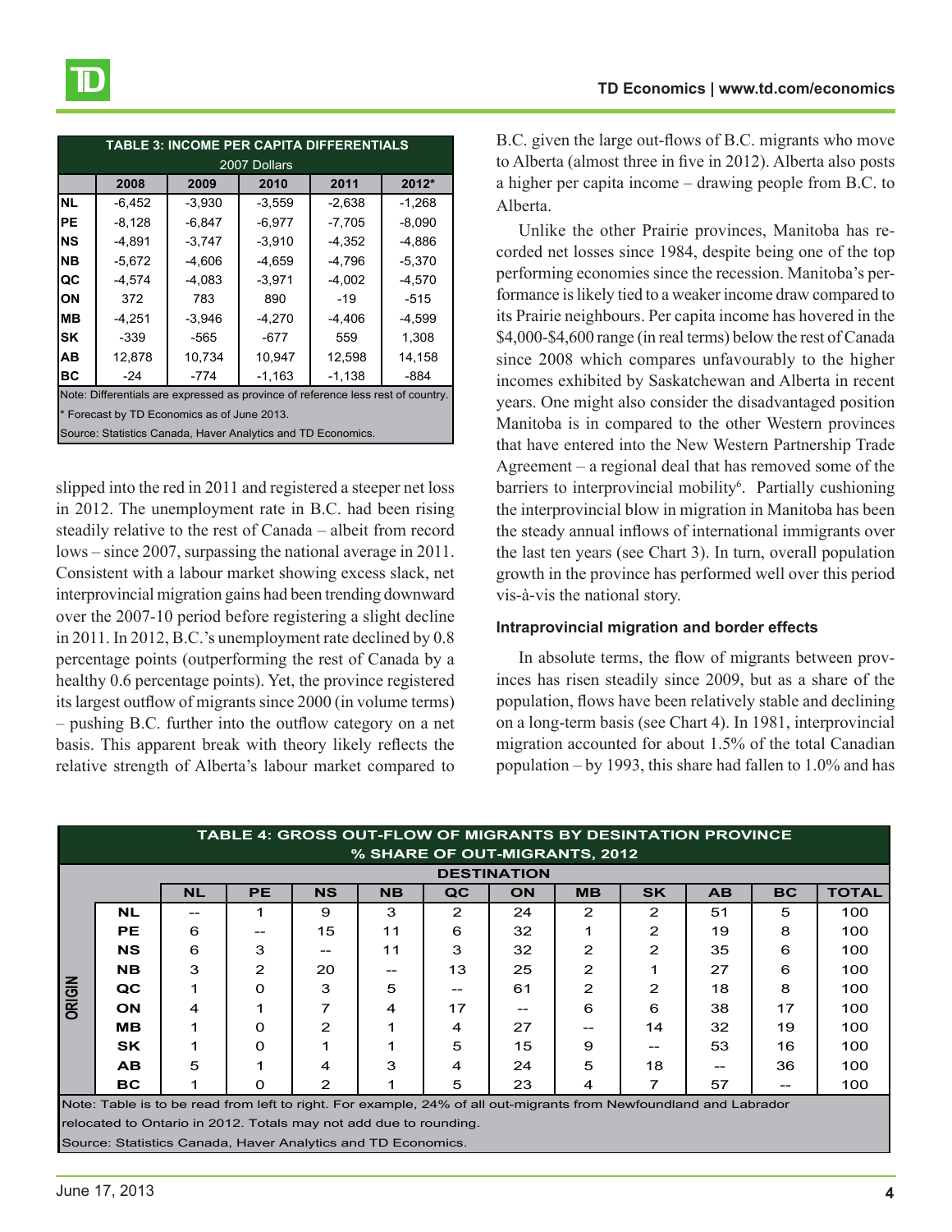| TABLE 3: INCOME PER CAPITA DIFFERENTIALS 2007 Dollars | | | | | |
|---|---|---|---|---|---|
| | 2008 | 2009 | 2010 | 2011 | 2012* |
| NL | -6,452 | -3,930 | -3,559 | -2,638 | -1,268 |
| PE | -8,128 | -6,847 | -6,977 | -7,705 | -8,090 |
| NS | -4,891 | -3,747 | -3,910 | -4,352 | -4,886 |
| NB | -5,672 | -4,606 | -4,659 | -4,796 | -5,370 |
| QC | -4,574 | -4,083 | -3,971 | -4,002 | -4,570 |
| ON | 372 | 783 | 890 | -19 | -515 |
| MB | -4,251 | -3,946 | -4,270 | -4,406 | -4,599 |
| SK | -339 | -565 | -677 | 559 | 1,308 |
| AB | 12,878 | 10,734 | 10,947 | 12,598 | 14,158 |
| BC | -24 | -774 | -1,163 | -1,138 | -884 |

Note: Differentials are expressed as province of reference less rest of country.
* Forecast by TD Economics as of June 2013.
Source: Statistics Canada, Haver Analytics and TD Economics.

slipped into the red in 2011 and registered a steeper net loss in 2012. The unemployment rate in B.C. had been rising steadily relative to the rest of Canada – albeit from record lows – since 2007, surpassing the national average in 2011. Consistent with a labour market showing excess slack, net interprovincial migration gains had been trending downward over the 2007-10 period before registering a slight decline in 2011. In 2012, B.C.'s unemployment rate declined by 0.8 percentage points (outperforming the rest of Canada by a healthy 0.6 percentage points). Yet, the province registered its largest outflow of migrants since 2000 (in volume terms) – pushing B.C. further into the outflow category on a net basis. This apparent break with theory likely reflects the relative strength of Alberta's labour market compared to B.C. given the large out-flows of B.C. migrants who move to Alberta (almost three in five in 2012). Alberta also posts a higher per capita income – drawing people from B.C. to Alberta.

Unlike the other Prairie provinces, Manitoba has recorded net losses since 1984, despite being one of the top performing economies since the recession. Manitoba's performance is likely tied to a weaker income draw compared to its Prairie neighbours. Per capita income has hovered in the $4,000-$4,600 range (in real terms) below the rest of Canada since 2008 which compares unfavourably to the higher incomes exhibited by Saskatchewan and Alberta in recent years. One might also consider the disadvantaged position Manitoba is in compared to the other Western provinces that have entered into the New Western Partnership Trade Agreement – a regional deal that has removed some of the barriers to interprovincial mobility[6]. Partially cushioning the interprovincial blow in migration in Manitoba has been the steady annual inflows of international immigrants over the last ten years (see Chart 3). In turn, overall population growth in the province has performed well over this period vis-à-vis the national story.

### Intraprovincial migration and border effects

In absolute terms, the flow of migrants between provinces has risen steadily since 2009, but as a share of the population, flows have been relatively stable and declining on a long-term basis (see Chart 4). In 1981, interprovincial migration accounted for about 1.5% of the total Canadian population – by 1993, this share had fallen to 1.0% and has

| TABLE 4: GROSS OUT-FLOW OF MIGRANTS BY DESINTATION PROVINCE % SHARE OF OUT-MIGRANTS, 2012 | | | | | | | | | | | |
|---|---|---|---|---|---|---|---|---|---|---|---|
| | DESTINATION | | | | | | | | | | |
| ORIGIN | NL | PE | NS | NB | QC | ON | MB | SK | AB | BC | TOTAL |
| NL | -- | 1 | 9 | 3 | 2 | 24 | 2 | 2 | 51 | 5 | 100 |
| PE | 6 | -- | 15 | 11 | 6 | 32 | 1 | 2 | 19 | 8 | 100 |
| NS | 6 | 3 | -- | 11 | 3 | 32 | 2 | 2 | 35 | 6 | 100 |
| NB | 3 | 2 | 20 | -- | 13 | 25 | 2 | 1 | 27 | 6 | 100 |
| QC | 1 | 0 | 3 | 5 | -- | 61 | 2 | 2 | 18 | 8 | 100 |
| ON | 4 | 1 | 7 | 4 | 17 | -- | 6 | 6 | 38 | 17 | 100 |
| MB | 1 | 0 | 2 | 1 | 4 | 27 | -- | 14 | 32 | 19 | 100 |
| SK | 1 | 0 | 1 | 1 | 5 | 15 | 9 | -- | 53 | 16 | 100 |
| AB | 5 | 1 | 4 | 3 | 4 | 24 | 5 | 18 | -- | 36 | 100 |
| BC | 1 | 0 | 2 | 1 | 5 | 23 | 4 | 7 | 57 | -- | 100 |

Note: Table is to be read from left to right. For example, 24% of all out-migrants from Newfoundland and Labrador relocated to Ontario in 2012. Totals may not add due to rounding.
Source: Statistics Canada, Haver Analytics and TD Economics.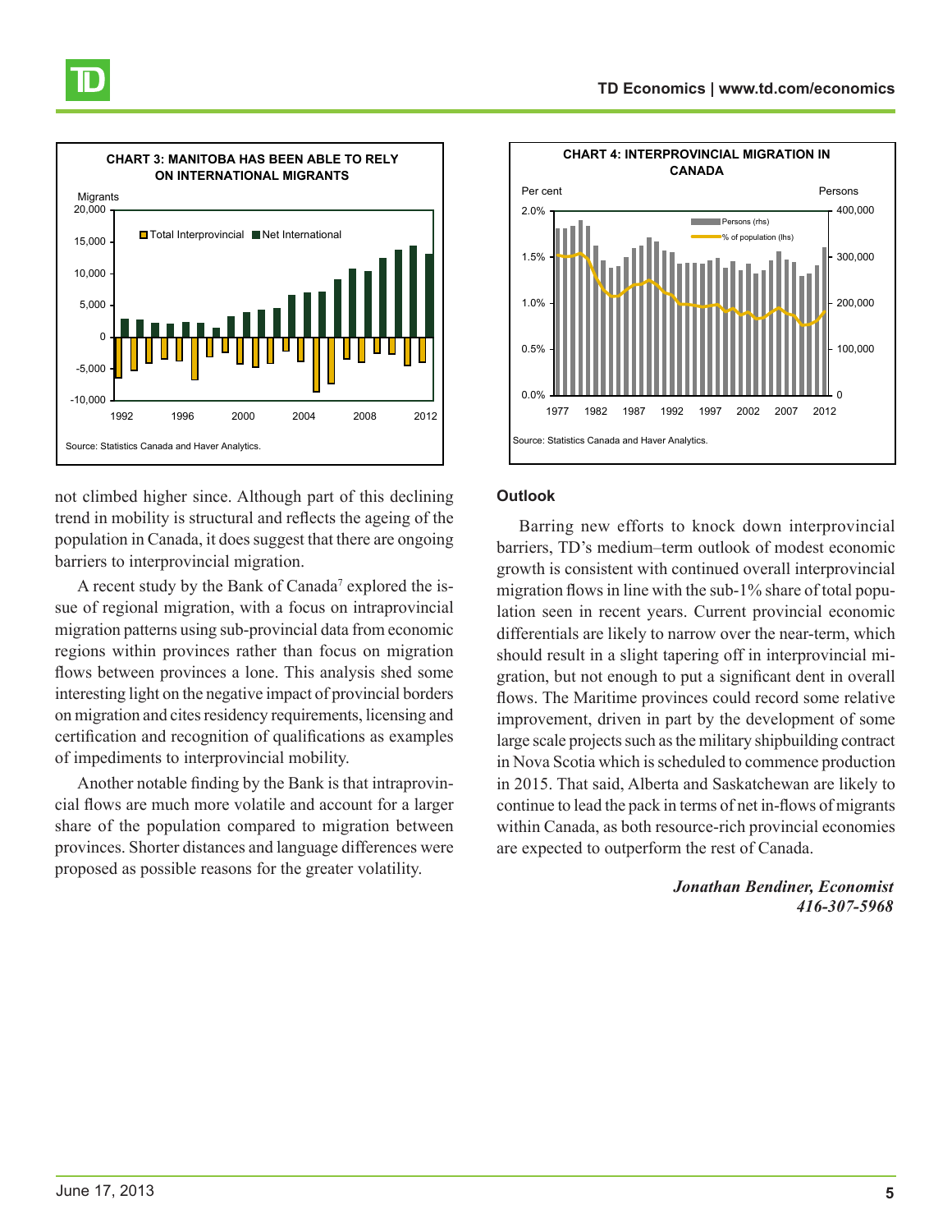**CHART 3: MANITOBA HAS BEEN ABLE TO RELY ON INTERNATIONAL MIGRANTS**

Source: Statistics Canada and Haver Analytics.

**CHART 4: INTERPROVINCIAL MIGRATION IN CANADA**

Source: Statistics Canada and Haver Analytics.

not climbed higher since. Although part of this declining trend in mobility is structural and reflects the ageing of the population in Canada, it does suggest that there are ongoing barriers to interprovincial migration.

A recent study by the Bank of Canada[7] explored the issue of regional migration, with a focus on intraprovincial migration patterns using sub-provincial data from economic regions within provinces rather than focus on migration flows between provinces a lone. This analysis shed some interesting light on the negative impact of provincial borders on migration and cites residency requirements, licensing and certification and recognition of qualifications as examples of impediments to interprovincial mobility.

Another notable finding by the Bank is that intraprovincial flows are much more volatile and account for a larger share of the population compared to migration between provinces. Shorter distances and language differences were proposed as possible reasons for the greater volatility.

## Outlook

Barring new efforts to knock down interprovincial barriers, TD's medium–term outlook of modest economic growth is consistent with continued overall interprovincial migration flows in line with the sub-1% share of total population seen in recent years. Current provincial economic differentials are likely to narrow over the near-term, which should result in a slight tapering off in interprovincial migration, but not enough to put a significant dent in overall flows. The Maritime provinces could record some relative improvement, driven in part by the development of some large scale projects such as the military shipbuilding contract in Nova Scotia which is scheduled to commence production in 2015. That said, Alberta and Saskatchewan are likely to continue to lead the pack in terms of net in-flows of migrants within Canada, as both resource-rich provincial economies are expected to outperform the rest of Canada.

*Jonathan Bendiner, Economist*
*416-307-5968*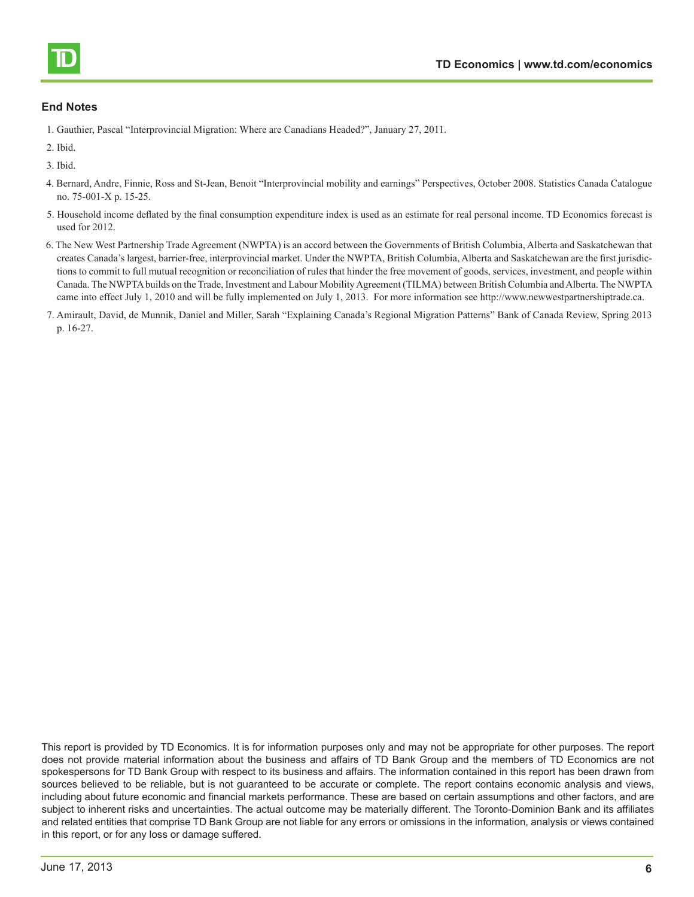### End Notes

1. Gauthier, Pascal "Interprovincial Migration: Where are Canadians Headed?", January 27, 2011.
2. Ibid.
3. Ibid.
4. Bernard, Andre, Finnie, Ross and St-Jean, Benoit "Interprovincial mobility and earnings" Perspectives, October 2008. Statistics Canada Catalogue no. 75-001-X p. 15-25.
5. Household income deflated by the final consumption expenditure index is used as an estimate for real personal income. TD Economics forecast is used for 2012.
6. The New West Partnership Trade Agreement (NWPTA) is an accord between the Governments of British Columbia, Alberta and Saskatchewan that creates Canada's largest, barrier-free, interprovincial market. Under the NWPTA, British Columbia, Alberta and Saskatchewan are the first jurisdictions to commit to full mutual recognition or reconciliation of rules that hinder the free movement of goods, services, investment, and people within Canada. The NWPTA builds on the Trade, Investment and Labour Mobility Agreement (TILMA) between British Columbia and Alberta. The NWPTA came into effect July 1, 2010 and will be fully implemented on July 1, 2013. For more information see http://www.newwestpartnershiptrade.ca.
7. Amirault, David, de Munnik, Daniel and Miller, Sarah "Explaining Canada's Regional Migration Patterns" Bank of Canada Review, Spring 2013 p. 16-27.

This report is provided by TD Economics. It is for information purposes only and may not be appropriate for other purposes. The report does not provide material information about the business and affairs of TD Bank Group and the members of TD Economics are not spokespersons for TD Bank Group with respect to its business and affairs. The information contained in this report has been drawn from sources believed to be reliable, but is not guaranteed to be accurate or complete. The report contains economic analysis and views, including about future economic and financial markets performance. These are based on certain assumptions and other factors, and are subject to inherent risks and uncertainties. The actual outcome may be materially different. The Toronto-Dominion Bank and its affiliates and related entities that comprise TD Bank Group are not liable for any errors or omissions in the information, analysis or views contained in this report, or for any loss or damage suffered.